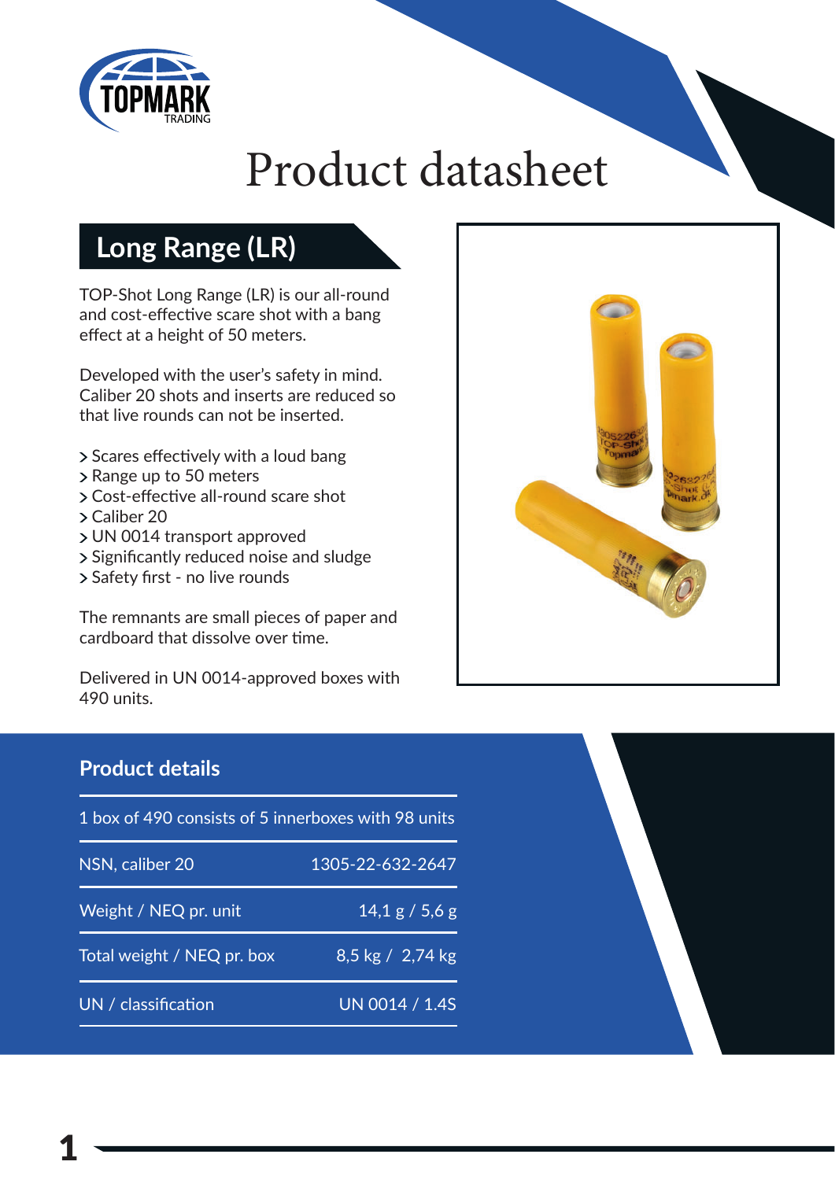TOPMARK TRADING

# Product datasheet

## Long Range (LR)

TOP-Shot Long Range (LR) is our all-round and cost-effective scare shot with a bang effect at a height of 50 meters.

Developed with the user's safety in mind. Caliber 20 shots and inserts are reduced so that live rounds can not be inserted.

- Scares effectively with a loud bang
- Range up to 50 meters
- Cost-effective all-round scare shot
- Caliber 20
- UN 0014 transport approved
- Significantly reduced noise and sludge
- Safety first - no live rounds

The remnants are small pieces of paper and cardboard that dissolve over time.

Delivered in UN 0014-approved boxes with 490 units.

### Product details

1 box of 490 consists of 5 innerboxes with 98 units

| | |
|---|---|
| NSN, caliber 20 | 1305-22-632-2647 |
| Weight / NEQ pr. unit | 14,1 g / 5,6 g |
| Total weight / NEQ pr. box | 8,5 kg / 2,74 kg |
| UN / classification | UN 0014 / 1.4S |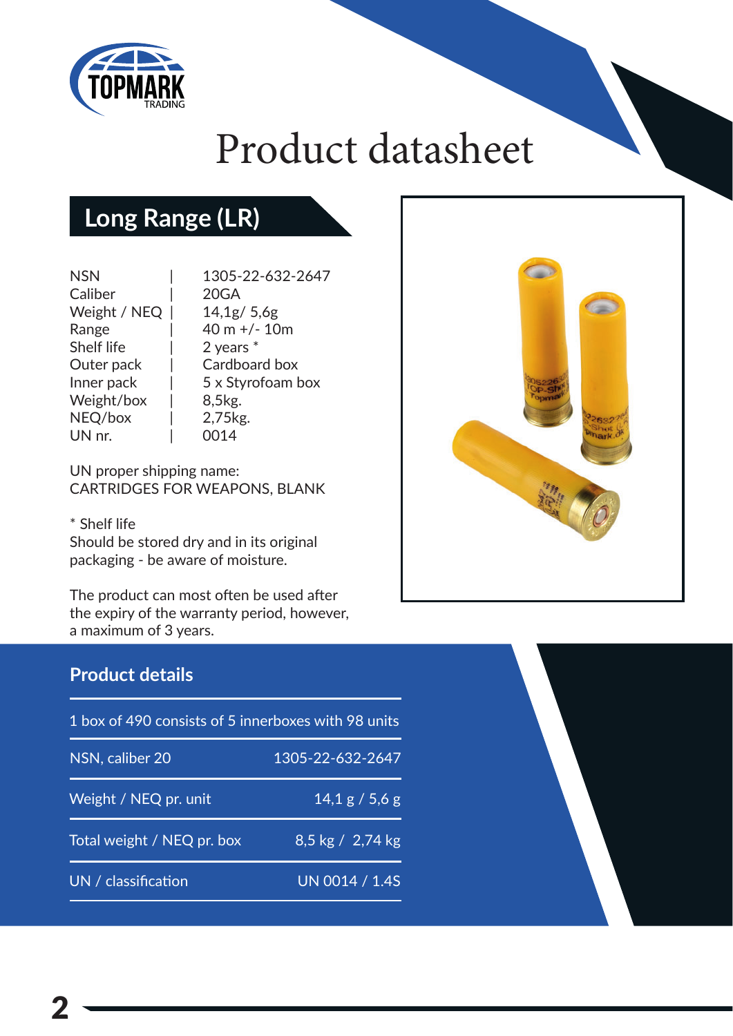# Product datasheet

## Long Range (LR)

| | | |
|---|---|---|
| NSN | \| | 1305-22-632-2647 |
| Caliber | \| | 20GA |
| Weight / NEQ | \| | 14,1g/ 5,6g |
| Range | \| | 40 m +/- 10m |
| Shelf life | \| | 2 years * |
| Outer pack | \| | Cardboard box |
| Inner pack | \| | 5 x Styrofoam box |
| Weight/box | \| | 8,5kg. |
| NEQ/box | \| | 2,75kg. |
| UN nr. | \| | 0014 |

UN proper shipping name:
CARTRIDGES FOR WEAPONS, BLANK

* Shelf life
Should be stored dry and in its original packaging - be aware of moisture.

The product can most often be used after the expiry of the warranty period, however, a maximum of 3 years.

### Product details

| | |
|---|---|
| 1 box of 490 consists of 5 innerboxes with 98 units | |
| NSN, caliber 20 | 1305-22-632-2647 |
| Weight / NEQ pr. unit | 14,1 g / 5,6 g |
| Total weight / NEQ pr. box | 8,5 kg / 2,74 kg |
| UN / classification | UN 0014 / 1.4S |